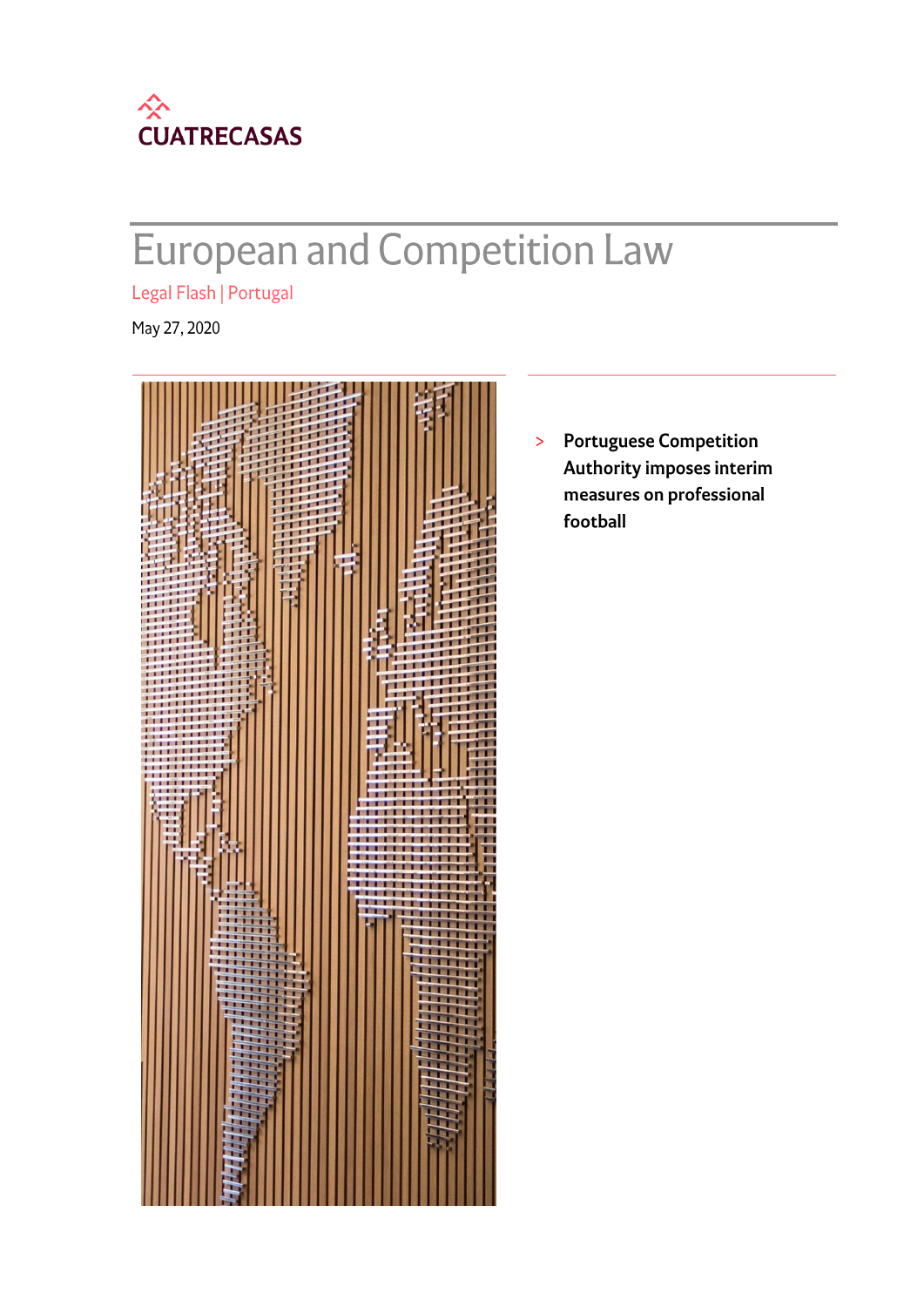CUATRECASAS

# European and Competition Law

Legal Flash | Portugal

May 27, 2020

> **Portuguese Competition Authority imposes interim measures on professional football**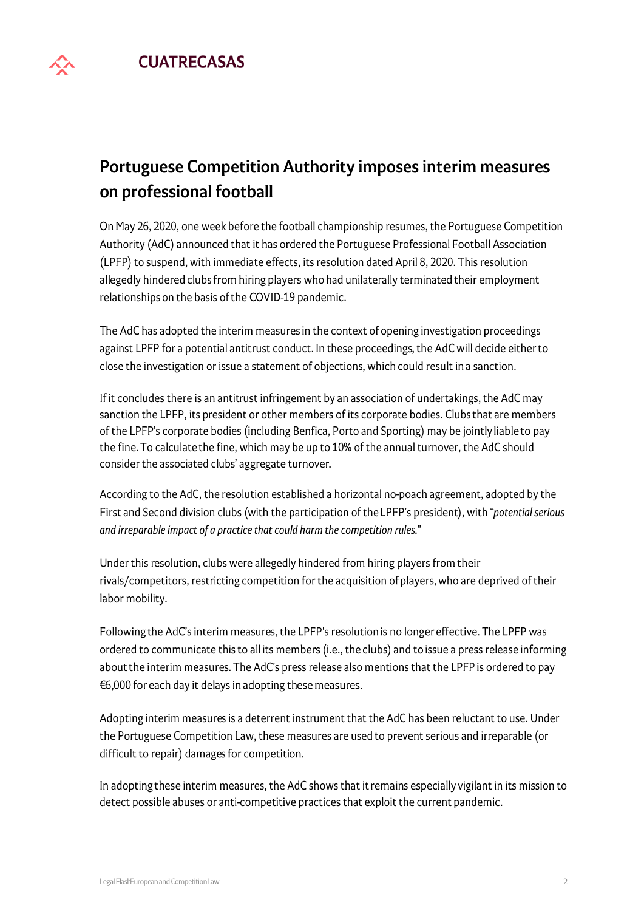## Portuguese Competition Authority imposes interim measures on professional football

On May 26, 2020, one week before the football championship resumes, the Portuguese Competition Authority (AdC) announced that it has ordered the Portuguese Professional Football Association (LPFP) to suspend, with immediate effects, its resolution dated April 8, 2020. This resolution allegedly hindered clubs from hiring players who had unilaterally terminated their employment relationships on the basis of the COVID-19 pandemic.

The AdC has adopted the interim measures in the context of opening investigation proceedings against LPFP for a potential antitrust conduct. In these proceedings, the AdC will decide either to close the investigation or issue a statement of objections, which could result in a sanction.

If it concludes there is an antitrust infringement by an association of undertakings, the AdC may sanction the LPFP, its president or other members of its corporate bodies. Clubs that are members of the LPFP's corporate bodies (including Benfica, Porto and Sporting) may be jointly liable to pay the fine. To calculate the fine, which may be up to 10% of the annual turnover, the AdC should consider the associated clubs' aggregate turnover.

According to the AdC, the resolution established a horizontal no-poach agreement, adopted by the First and Second division clubs (with the participation of the LPFP's president), with "*potential serious and irreparable impact of a practice that could harm the competition rules.*"

Under this resolution, clubs were allegedly hindered from hiring players from their rivals/competitors, restricting competition for the acquisition of players, who are deprived of their labor mobility.

Following the AdC's interim measures, the LPFP's resolution is no longer effective. The LPFP was ordered to communicate this to all its members (i.e., the clubs) and to issue a press release informing about the interim measures. The AdC's press release also mentions that the LPFP is ordered to pay €6,000 for each day it delays in adopting these measures.

Adopting interim measures is a deterrent instrument that the AdC has been reluctant to use. Under the Portuguese Competition Law, these measures are used to prevent serious and irreparable (or difficult to repair) damages for competition.

In adopting these interim measures, the AdC shows that it remains especially vigilant in its mission to detect possible abuses or anti-competitive practices that exploit the current pandemic.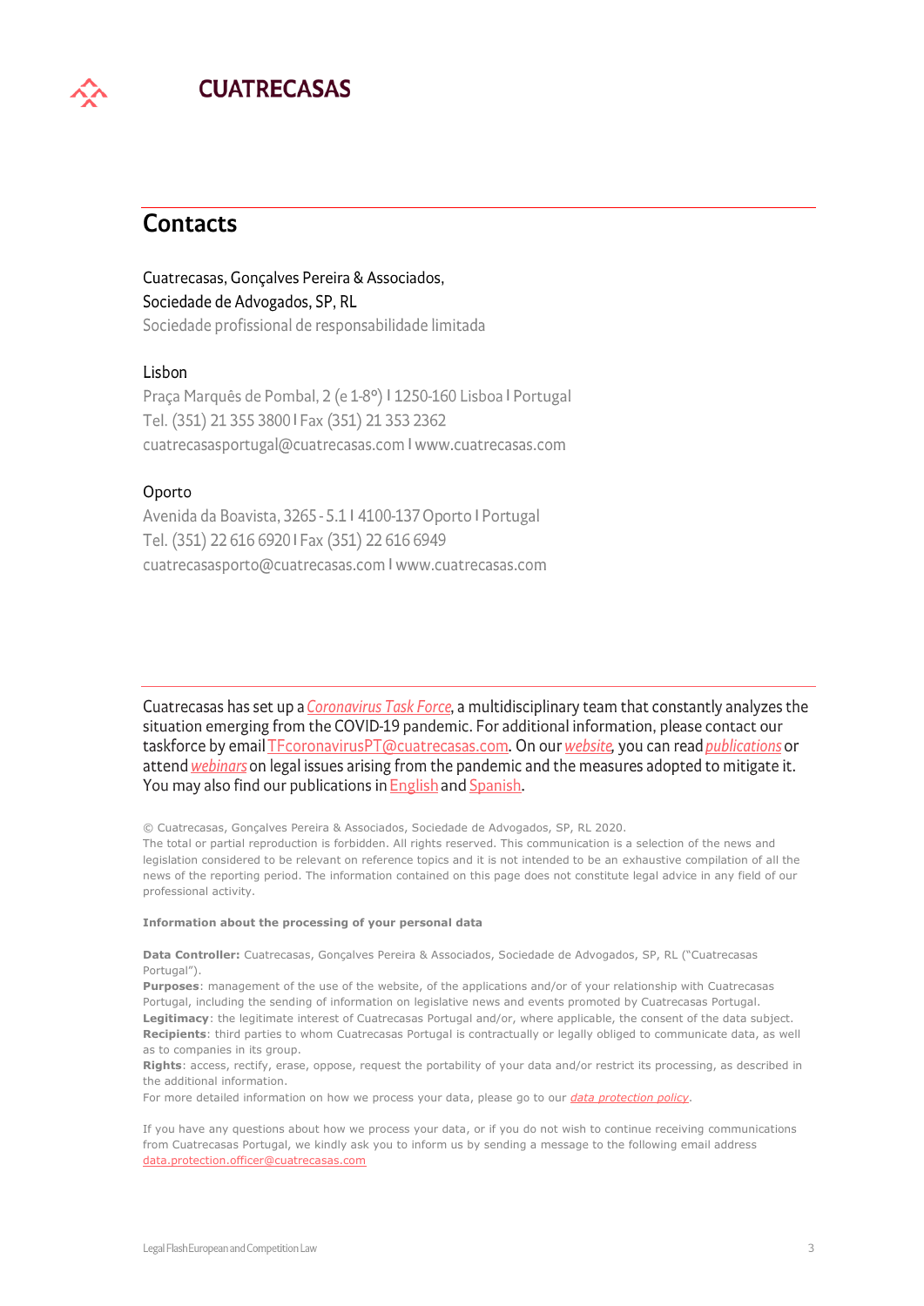CUATRECASAS

## Contacts

Cuatrecasas, Gonçalves Pereira & Associados,
Sociedade de Advogados, SP, RL
Sociedade profissional de responsabilidade limitada

Lisbon
Praça Marquês de Pombal, 2 (e 1-8º) I 1250-160 Lisboa I Portugal
Tel. (351) 21 355 3800 I Fax (351) 21 353 2362
cuatrecasasportugal@cuatrecasas.com I www.cuatrecasas.com

Oporto
Avenida da Boavista, 3265 - 5.1 I 4100-137 Oporto I Portugal
Tel. (351) 22 616 6920 I Fax (351) 22 616 6949
cuatrecasasporto@cuatrecasas.com I www.cuatrecasas.com

Cuatrecasas has set up a *Coronavirus Task Force*, a multidisciplinary team that constantly analyzes the situation emerging from the COVID-19 pandemic. For additional information, please contact our taskforce by email TFcoronavirusPT@cuatrecasas.com. On our *website*, you can read *publications* or attend *webinars* on legal issues arising from the pandemic and the measures adopted to mitigate it. You may also find our publications in English and Spanish.

© Cuatrecasas, Gonçalves Pereira & Associados, Sociedade de Advogados, SP, RL 2020.
The total or partial reproduction is forbidden. All rights reserved. This communication is a selection of the news and legislation considered to be relevant on reference topics and it is not intended to be an exhaustive compilation of all the news of the reporting period. The information contained on this page does not constitute legal advice in any field of our professional activity.

**Information about the processing of your personal data**

**Data Controller:** Cuatrecasas, Gonçalves Pereira & Associados, Sociedade de Advogados, SP, RL ("Cuatrecasas Portugal").
**Purposes**: management of the use of the website, of the applications and/or of your relationship with Cuatrecasas Portugal, including the sending of information on legislative news and events promoted by Cuatrecasas Portugal.
**Legitimacy**: the legitimate interest of Cuatrecasas Portugal and/or, where applicable, the consent of the data subject.
**Recipients**: third parties to whom Cuatrecasas Portugal is contractually or legally obliged to communicate data, as well as to companies in its group.
**Rights**: access, rectify, erase, oppose, request the portability of your data and/or restrict its processing, as described in the additional information.
For more detailed information on how we process your data, please go to our *data protection policy*.

If you have any questions about how we process your data, or if you do not wish to continue receiving communications from Cuatrecasas Portugal, we kindly ask you to inform us by sending a message to the following email address data.protection.officer@cuatrecasas.com